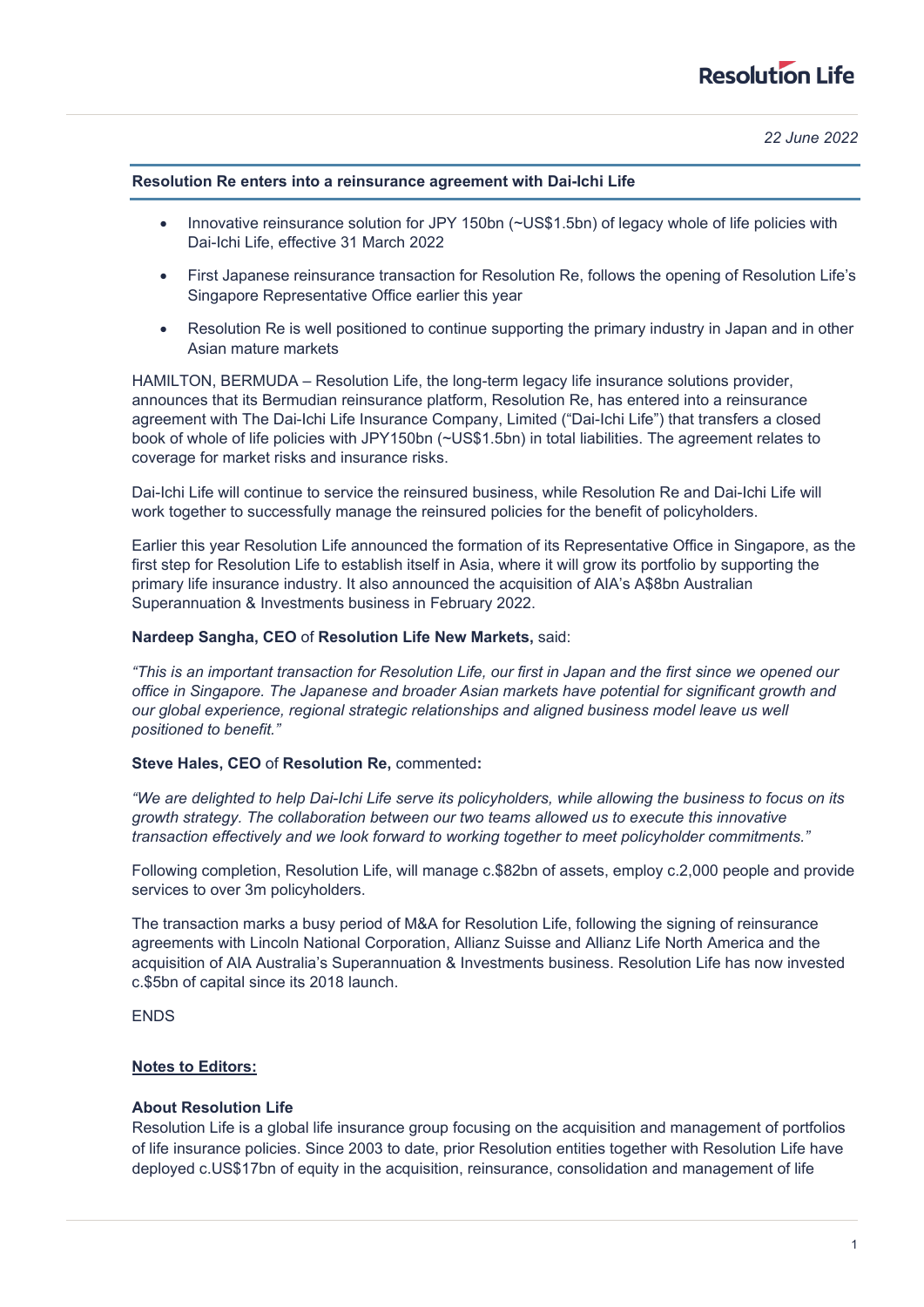*22 June 2022*

**Resolution Re enters into a reinsurance agreement with Dai-Ichi Life**

- Innovative reinsurance solution for JPY 150bn (~US$1.5bn) of legacy whole of life policies with Dai-Ichi Life, effective 31 March 2022
- First Japanese reinsurance transaction for Resolution Re, follows the opening of Resolution Life's Singapore Representative Office earlier this year
- Resolution Re is well positioned to continue supporting the primary industry in Japan and in other Asian mature markets

HAMILTON, BERMUDA – Resolution Life, the long-term legacy life insurance solutions provider, announces that its Bermudian reinsurance platform, Resolution Re, has entered into a reinsurance agreement with The Dai-Ichi Life Insurance Company, Limited ("Dai-Ichi Life") that transfers a closed book of whole of life policies with JPY150bn (~US$1.5bn) in total liabilities. The agreement relates to coverage for market risks and insurance risks.

Dai-Ichi Life will continue to service the reinsured business, while Resolution Re and Dai-Ichi Life will work together to successfully manage the reinsured policies for the benefit of policyholders.

Earlier this year Resolution Life announced the formation of its Representative Office in Singapore, as the first step for Resolution Life to establish itself in Asia, where it will grow its portfolio by supporting the primary life insurance industry. It also announced the acquisition of AIA's A$8bn Australian Superannuation & Investments business in February 2022.

**Nardeep Sangha, CEO** of **Resolution Life New Markets,** said:

*"This is an important transaction for Resolution Life, our first in Japan and the first since we opened our office in Singapore. The Japanese and broader Asian markets have potential for significant growth and our global experience, regional strategic relationships and aligned business model leave us well positioned to benefit."*

**Steve Hales, CEO** of **Resolution Re,** commented**:**

*"We are delighted to help Dai-Ichi Life serve its policyholders, while allowing the business to focus on its growth strategy. The collaboration between our two teams allowed us to execute this innovative transaction effectively and we look forward to working together to meet policyholder commitments."*

Following completion, Resolution Life, will manage c.$82bn of assets, employ c.2,000 people and provide services to over 3m policyholders.

The transaction marks a busy period of M&A for Resolution Life, following the signing of reinsurance agreements with Lincoln National Corporation, Allianz Suisse and Allianz Life North America and the acquisition of AIA Australia's Superannuation & Investments business. Resolution Life has now invested c.$5bn of capital since its 2018 launch.

ENDS

**Notes to Editors:**

**About Resolution Life**

Resolution Life is a global life insurance group focusing on the acquisition and management of portfolios of life insurance policies. Since 2003 to date, prior Resolution entities together with Resolution Life have deployed c.US$17bn of equity in the acquisition, reinsurance, consolidation and management of life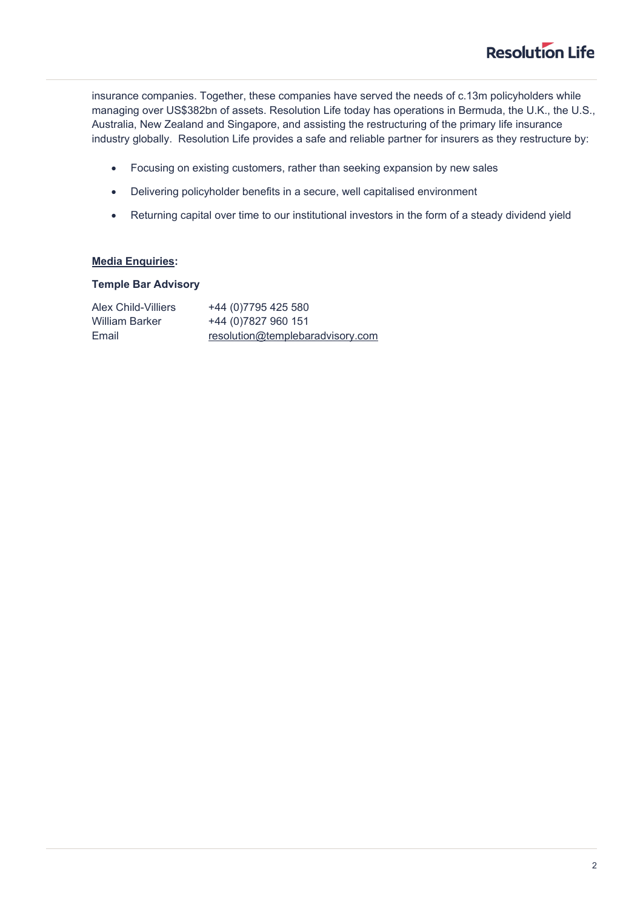insurance companies. Together, these companies have served the needs of c.13m policyholders while managing over US$382bn of assets. Resolution Life today has operations in Bermuda, the U.K., the U.S., Australia, New Zealand and Singapore, and assisting the restructuring of the primary life insurance industry globally. Resolution Life provides a safe and reliable partner for insurers as they restructure by:

- Focusing on existing customers, rather than seeking expansion by new sales
- Delivering policyholder benefits in a secure, well capitalised environment
- Returning capital over time to our institutional investors in the form of a steady dividend yield

**Media Enquiries:**

**Temple Bar Advisory**

| | |
|---|---|
| Alex Child-Villiers | +44 (0)7795 425 580 |
| William Barker | +44 (0)7827 960 151 |
| Email | resolution@templebaradvisory.com |